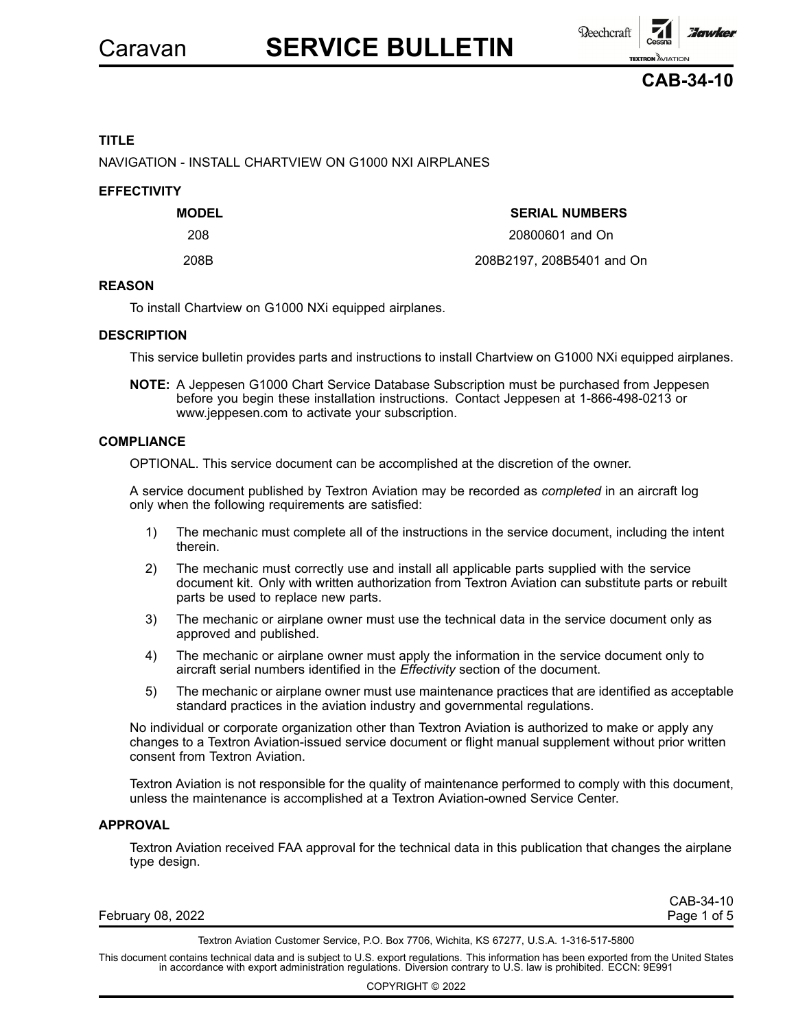# Caravan SERVICE BULLETIN

## CAB-34-10

### TITLE

NAVIGATION - INSTALL CHARTVIEW ON G1000 NXI AIRPLANES

### EFFECTIVITY

| MODEL | SERIAL NUMBERS |
|---|---|
| 208 | 20800601 and On |
| 208B | 208B2197, 208B5401 and On |

### REASON

To install Chartview on G1000 NXi equipped airplanes.

### DESCRIPTION

This service bulletin provides parts and instructions to install Chartview on G1000 NXi equipped airplanes.

**NOTE:** A Jeppesen G1000 Chart Service Database Subscription must be purchased from Jeppesen before you begin these installation instructions. Contact Jeppesen at 1-866-498-0213 or www.jeppesen.com to activate your subscription.

### COMPLIANCE

OPTIONAL. This service document can be accomplished at the discretion of the owner.

A service document published by Textron Aviation may be recorded as *completed* in an aircraft log only when the following requirements are satisfied:

1) The mechanic must complete all of the instructions in the service document, including the intent therein.
2) The mechanic must correctly use and install all applicable parts supplied with the service document kit. Only with written authorization from Textron Aviation can substitute parts or rebuilt parts be used to replace new parts.
3) The mechanic or airplane owner must use the technical data in the service document only as approved and published.
4) The mechanic or airplane owner must apply the information in the service document only to aircraft serial numbers identified in the *Effectivity* section of the document.
5) The mechanic or airplane owner must use maintenance practices that are identified as acceptable standard practices in the aviation industry and governmental regulations.

No individual or corporate organization other than Textron Aviation is authorized to make or apply any changes to a Textron Aviation-issued service document or flight manual supplement without prior written consent from Textron Aviation.

Textron Aviation is not responsible for the quality of maintenance performed to comply with this document, unless the maintenance is accomplished at a Textron Aviation-owned Service Center.

### APPROVAL

Textron Aviation received FAA approval for the technical data in this publication that changes the airplane type design.

February 08, 2022

Textron Aviation Customer Service, P.O. Box 7706, Wichita, KS 67277, U.S.A. 1-316-517-5800

This document contains technical data and is subject to U.S. export regulations. This information has been exported from the United States in accordance with export administration regulations. Diversion contrary to U.S. law is prohibited. ECCN: 9E991

COPYRIGHT © 2022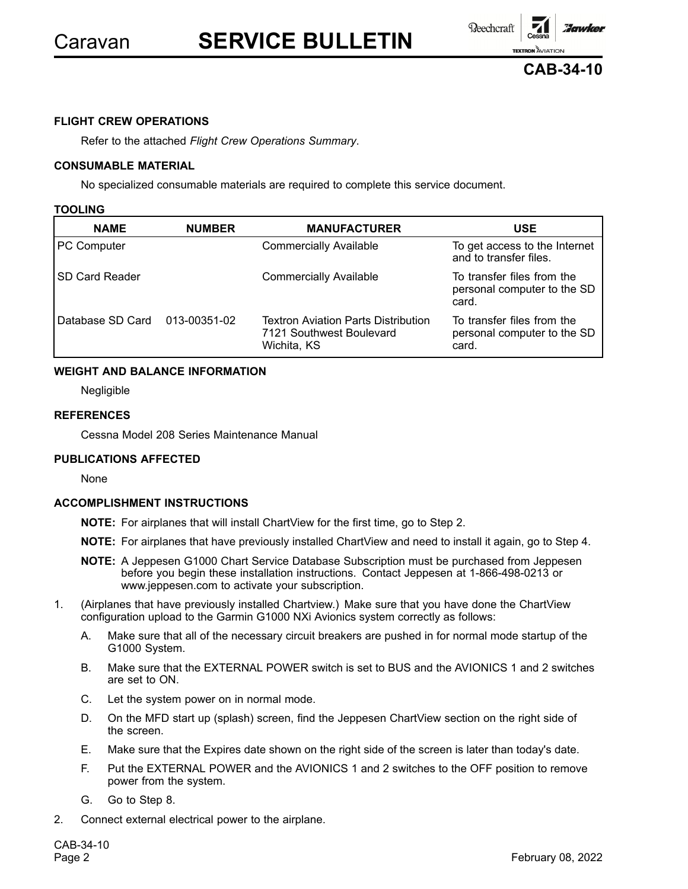#### FLIGHT CREW OPERATIONS

Refer to the attached *Flight Crew Operations Summary*.

#### CONSUMABLE MATERIAL

No specialized consumable materials are required to complete this service document.

#### TOOLING

| NAME | NUMBER | MANUFACTURER | USE |
|---|---|---|---|
| PC Computer | | Commercially Available | To get access to the Internet and to transfer files. |
| SD Card Reader | | Commercially Available | To transfer files from the personal computer to the SD card. |
| Database SD Card | 013-00351-02 | Textron Aviation Parts Distribution 7121 Southwest Boulevard Wichita, KS | To transfer files from the personal computer to the SD card. |

#### WEIGHT AND BALANCE INFORMATION

Negligible

#### REFERENCES

Cessna Model 208 Series Maintenance Manual

#### PUBLICATIONS AFFECTED

None

#### ACCOMPLISHMENT INSTRUCTIONS

**NOTE:** For airplanes that will install ChartView for the first time, go to Step 2.

**NOTE:** For airplanes that have previously installed ChartView and need to install it again, go to Step 4.

**NOTE:** A Jeppesen G1000 Chart Service Database Subscription must be purchased from Jeppesen before you begin these installation instructions. Contact Jeppesen at 1-866-498-0213 or www.jeppesen.com to activate your subscription.

1. (Airplanes that have previously installed Chartview.) Make sure that you have done the ChartView configuration upload to the Garmin G1000 NXi Avionics system correctly as follows:
   - A. Make sure that all of the necessary circuit breakers are pushed in for normal mode startup of the G1000 System.
   - B. Make sure that the EXTERNAL POWER switch is set to BUS and the AVIONICS 1 and 2 switches are set to ON.
   - C. Let the system power on in normal mode.
   - D. On the MFD start up (splash) screen, find the Jeppesen ChartView section on the right side of the screen.
   - E. Make sure that the Expires date shown on the right side of the screen is later than today's date.
   - F. Put the EXTERNAL POWER and the AVIONICS 1 and 2 switches to the OFF position to remove power from the system.
   - G. Go to Step 8.
2. Connect external electrical power to the airplane.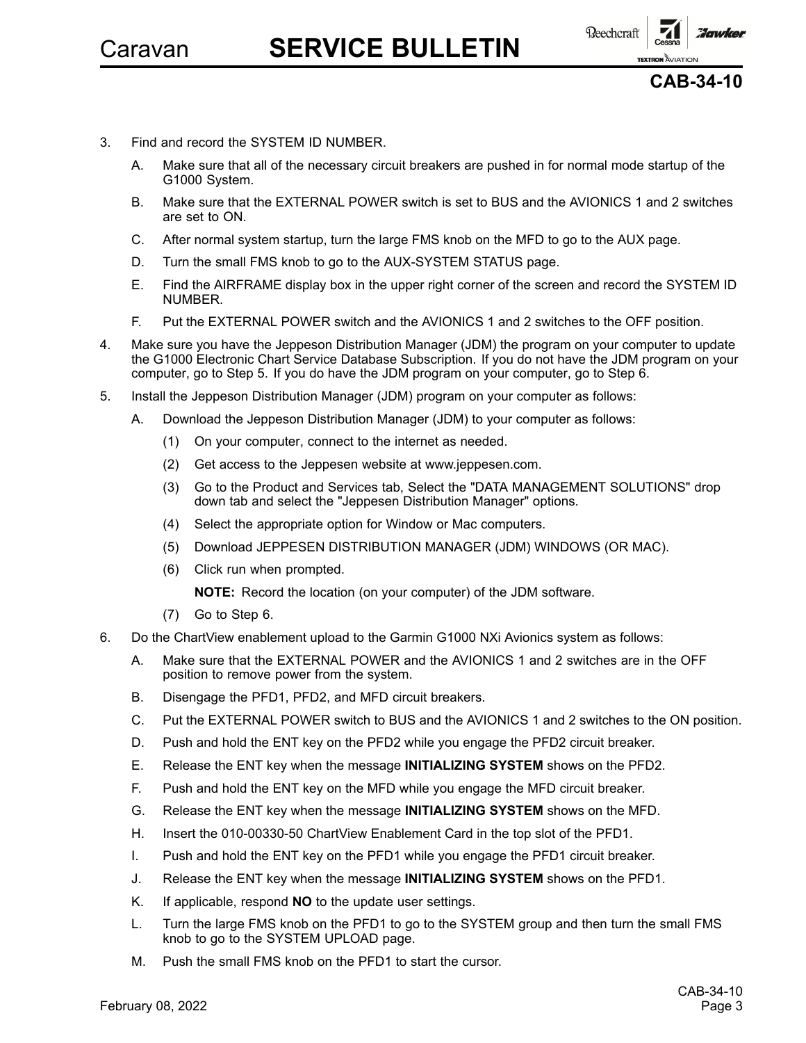3. Find and record the SYSTEM ID NUMBER.

   A. Make sure that all of the necessary circuit breakers are pushed in for normal mode startup of the G1000 System.

   B. Make sure that the EXTERNAL POWER switch is set to BUS and the AVIONICS 1 and 2 switches are set to ON.

   C. After normal system startup, turn the large FMS knob on the MFD to go to the AUX page.

   D. Turn the small FMS knob to go to the AUX-SYSTEM STATUS page.

   E. Find the AIRFRAME display box in the upper right corner of the screen and record the SYSTEM ID NUMBER.

   F. Put the EXTERNAL POWER switch and the AVIONICS 1 and 2 switches to the OFF position.

4. Make sure you have the Jeppeson Distribution Manager (JDM) the program on your computer to update the G1000 Electronic Chart Service Database Subscription. If you do not have the JDM program on your computer, go to Step 5. If you do have the JDM program on your computer, go to Step 6.

5. Install the Jeppeson Distribution Manager (JDM) program on your computer as follows:

   A. Download the Jeppeson Distribution Manager (JDM) to your computer as follows:

      (1) On your computer, connect to the internet as needed.

      (2) Get access to the Jeppesen website at www.jeppesen.com.

      (3) Go to the Product and Services tab, Select the "DATA MANAGEMENT SOLUTIONS" drop down tab and select the "Jeppesen Distribution Manager" options.

      (4) Select the appropriate option for Window or Mac computers.

      (5) Download JEPPESEN DISTRIBUTION MANAGER (JDM) WINDOWS (OR MAC).

      (6) Click run when prompted.

      **NOTE:** Record the location (on your computer) of the JDM software.

      (7) Go to Step 6.

6. Do the ChartView enablement upload to the Garmin G1000 NXi Avionics system as follows:

   A. Make sure that the EXTERNAL POWER and the AVIONICS 1 and 2 switches are in the OFF position to remove power from the system.

   B. Disengage the PFD1, PFD2, and MFD circuit breakers.

   C. Put the EXTERNAL POWER switch to BUS and the AVIONICS 1 and 2 switches to the ON position.

   D. Push and hold the ENT key on the PFD2 while you engage the PFD2 circuit breaker.

   E. Release the ENT key when the message **INITIALIZING SYSTEM** shows on the PFD2.

   F. Push and hold the ENT key on the MFD while you engage the MFD circuit breaker.

   G. Release the ENT key when the message **INITIALIZING SYSTEM** shows on the MFD.

   H. Insert the 010-00330-50 ChartView Enablement Card in the top slot of the PFD1.

   I. Push and hold the ENT key on the PFD1 while you engage the PFD1 circuit breaker.

   J. Release the ENT key when the message **INITIALIZING SYSTEM** shows on the PFD1.

   K. If applicable, respond **NO** to the update user settings.

   L. Turn the large FMS knob on the PFD1 to go to the SYSTEM group and then turn the small FMS knob to go to the SYSTEM UPLOAD page.

   M. Push the small FMS knob on the PFD1 to start the cursor.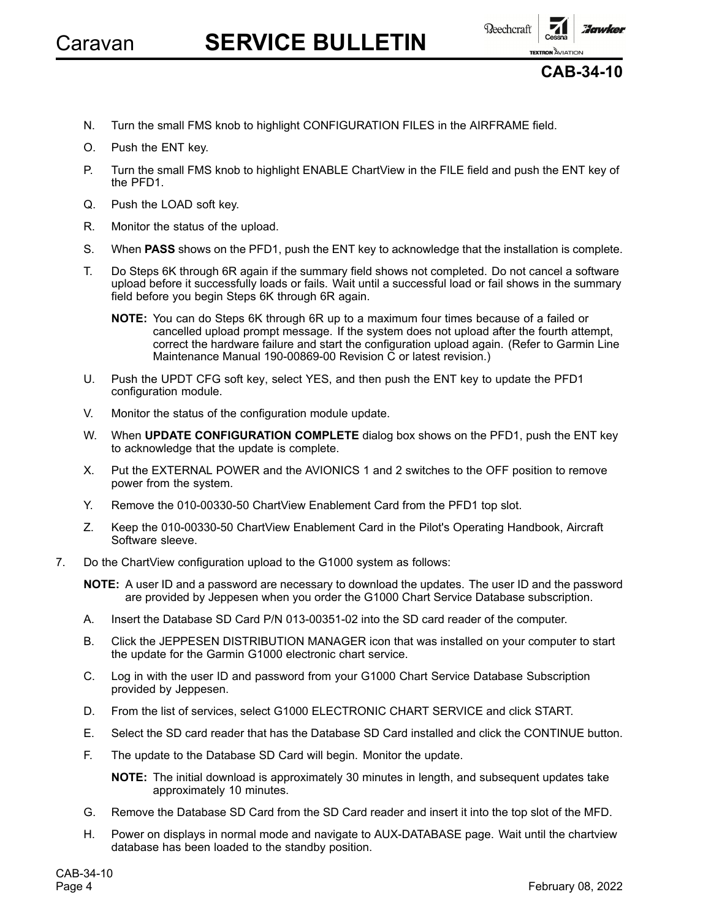N. Turn the small FMS knob to highlight CONFIGURATION FILES in the AIRFRAME field.

O. Push the ENT key.

P. Turn the small FMS knob to highlight ENABLE ChartView in the FILE field and push the ENT key of the PFD1.

Q. Push the LOAD soft key.

R. Monitor the status of the upload.

S. When **PASS** shows on the PFD1, push the ENT key to acknowledge that the installation is complete.

T. Do Steps 6K through 6R again if the summary field shows not completed. Do not cancel a software upload before it successfully loads or fails. Wait until a successful load or fail shows in the summary field before you begin Steps 6K through 6R again.

**NOTE:** You can do Steps 6K through 6R up to a maximum four times because of a failed or cancelled upload prompt message. If the system does not upload after the fourth attempt, correct the hardware failure and start the configuration upload again. (Refer to Garmin Line Maintenance Manual 190-00869-00 Revision C or latest revision.)

U. Push the UPDT CFG soft key, select YES, and then push the ENT key to update the PFD1 configuration module.

V. Monitor the status of the configuration module update.

W. When **UPDATE CONFIGURATION COMPLETE** dialog box shows on the PFD1, push the ENT key to acknowledge that the update is complete.

X. Put the EXTERNAL POWER and the AVIONICS 1 and 2 switches to the OFF position to remove power from the system.

Y. Remove the 010-00330-50 ChartView Enablement Card from the PFD1 top slot.

Z. Keep the 010-00330-50 ChartView Enablement Card in the Pilot's Operating Handbook, Aircraft Software sleeve.

7. Do the ChartView configuration upload to the G1000 system as follows:

**NOTE:** A user ID and a password are necessary to download the updates. The user ID and the password are provided by Jeppesen when you order the G1000 Chart Service Database subscription.

A. Insert the Database SD Card P/N 013-00351-02 into the SD card reader of the computer.

B. Click the JEPPESEN DISTRIBUTION MANAGER icon that was installed on your computer to start the update for the Garmin G1000 electronic chart service.

C. Log in with the user ID and password from your G1000 Chart Service Database Subscription provided by Jeppesen.

D. From the list of services, select G1000 ELECTRONIC CHART SERVICE and click START.

E. Select the SD card reader that has the Database SD Card installed and click the CONTINUE button.

F. The update to the Database SD Card will begin. Monitor the update.

**NOTE:** The initial download is approximately 30 minutes in length, and subsequent updates take approximately 10 minutes.

G. Remove the Database SD Card from the SD Card reader and insert it into the top slot of the MFD.

H. Power on displays in normal mode and navigate to AUX-DATABASE page. Wait until the chartview database has been loaded to the standby position.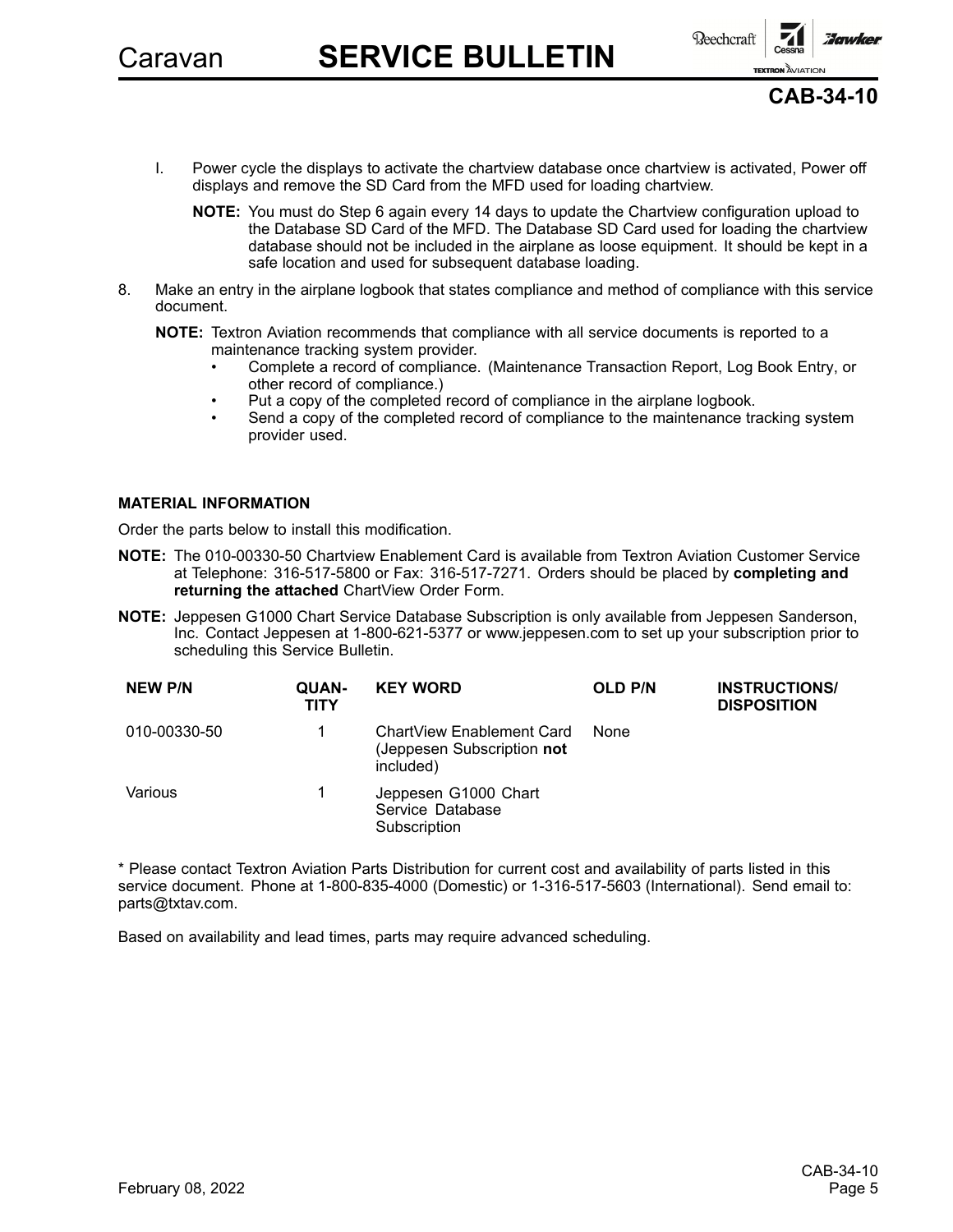I. Power cycle the displays to activate the chartview database once chartview is activated, Power off displays and remove the SD Card from the MFD used for loading chartview.

   **NOTE:** You must do Step 6 again every 14 days to update the Chartview configuration upload to the Database SD Card of the MFD. The Database SD Card used for loading the chartview database should not be included in the airplane as loose equipment. It should be kept in a safe location and used for subsequent database loading.

8. Make an entry in the airplane logbook that states compliance and method of compliance with this service document.

   **NOTE:** Textron Aviation recommends that compliance with all service documents is reported to a maintenance tracking system provider.
   - Complete a record of compliance. (Maintenance Transaction Report, Log Book Entry, or other record of compliance.)
   - Put a copy of the completed record of compliance in the airplane logbook.
   - Send a copy of the completed record of compliance to the maintenance tracking system provider used.

**MATERIAL INFORMATION**

Order the parts below to install this modification.

**NOTE:** The 010-00330-50 Chartview Enablement Card is available from Textron Aviation Customer Service at Telephone: 316-517-5800 or Fax: 316-517-7271. Orders should be placed by **completing and returning the attached** ChartView Order Form.

**NOTE:** Jeppesen G1000 Chart Service Database Subscription is only available from Jeppesen Sanderson, Inc. Contact Jeppesen at 1-800-621-5377 or www.jeppesen.com to set up your subscription prior to scheduling this Service Bulletin.

| NEW P/N | QUANTITY | KEY WORD | OLD P/N | INSTRUCTIONS/ DISPOSITION |
|---|---|---|---|---|
| 010-00330-50 | 1 | ChartView Enablement Card (Jeppesen Subscription **not** included) | None | |
| Various | 1 | Jeppesen G1000 Chart Service Database Subscription | | |

* Please contact Textron Aviation Parts Distribution for current cost and availability of parts listed in this service document. Phone at 1-800-835-4000 (Domestic) or 1-316-517-5603 (International). Send email to: parts@txtav.com.

Based on availability and lead times, parts may require advanced scheduling.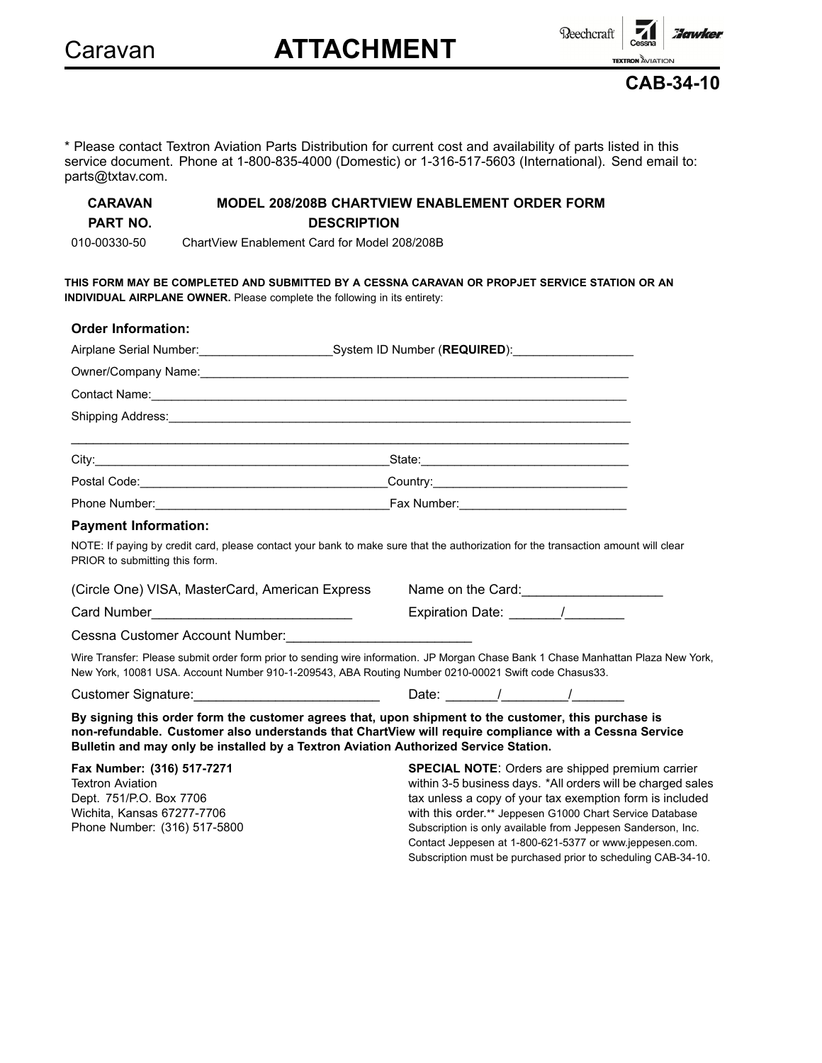# Caravan ATTACHMENT

**CAB-34-10**

* Please contact Textron Aviation Parts Distribution for current cost and availability of parts listed in this service document. Phone at 1-800-835-4000 (Domestic) or 1-316-517-5603 (International). Send email to: parts@txtav.com.

| CARAVAN PART NO. | MODEL 208/208B CHARTVIEW ENABLEMENT ORDER FORM DESCRIPTION |
|---|---|
| 010-00330-50 | ChartView Enablement Card for Model 208/208B |

**THIS FORM MAY BE COMPLETED AND SUBMITTED BY A CESSNA CARAVAN OR PROPJET SERVICE STATION OR AN INDIVIDUAL AIRPLANE OWNER.** Please complete the following in its entirety:

**Order Information:**

Airplane Serial Number:____________________ System ID Number (**REQUIRED**):__________________

Owner/Company Name:__________________________________________________________________

Contact Name:_________________________________________________________________________

Shipping Address:______________________________________________________________________

______________________________________________________________________________________

City:_____________________________________________ State:_______________________________

Postal Code:______________________________________ Country:_____________________________

Phone Number:____________________________________ Fax Number:_________________________

**Payment Information:**

NOTE: If paying by credit card, please contact your bank to make sure that the authorization for the transaction amount will clear PRIOR to submitting this form.

(Circle One) VISA, MasterCard, American Express Name on the Card:___________________

Card Number___________________________ Expiration Date: _______/________

Cessna Customer Account Number:_________________________

Wire Transfer: Please submit order form prior to sending wire information. JP Morgan Chase Bank 1 Chase Manhattan Plaza New York, New York, 10081 USA. Account Number 910-1-209543, ABA Routing Number 0210-00021 Swift code Chasus33.

Customer Signature:_________________________ Date: _______/_________/_______

**By signing this order form the customer agrees that, upon shipment to the customer, this purchase is non-refundable. Customer also understands that ChartView will require compliance with a Cessna Service Bulletin and may only be installed by a Textron Aviation Authorized Service Station.**

**Fax Number: (316) 517-7271**
Textron Aviation
Dept. 751/P.O. Box 7706
Wichita, Kansas 67277-7706
Phone Number: (316) 517-5800

**SPECIAL NOTE**: Orders are shipped premium carrier within 3-5 business days. *All orders will be charged sales tax unless a copy of your tax exemption form is included with this order.** Jeppesen G1000 Chart Service Database Subscription is only available from Jeppesen Sanderson, Inc. Contact Jeppesen at 1-800-621-5377 or www.jeppesen.com. Subscription must be purchased prior to scheduling CAB-34-10.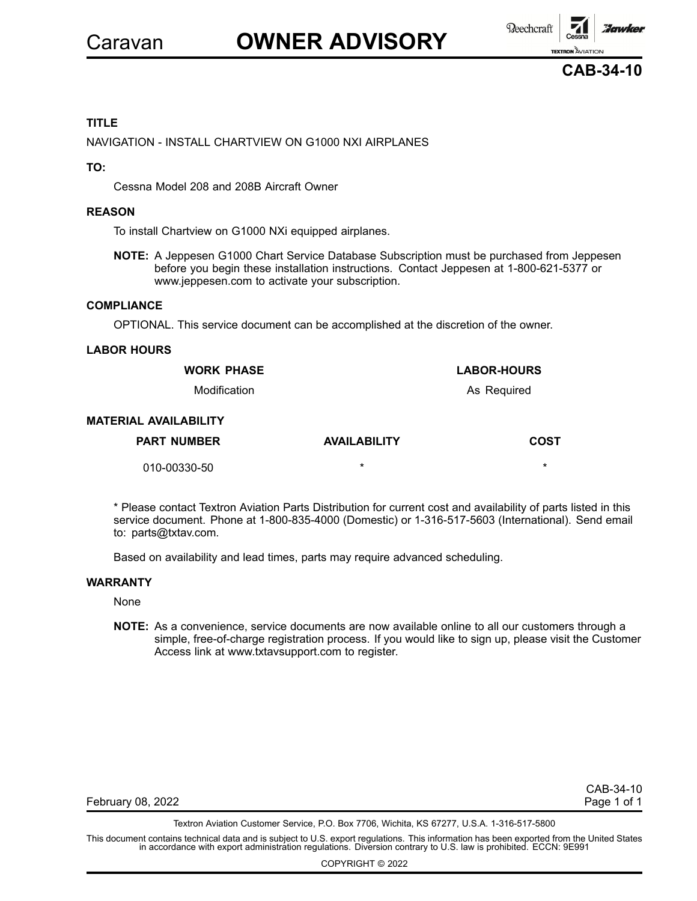# Caravan OWNER ADVISORY

## CAB-34-10

### TITLE

NAVIGATION - INSTALL CHARTVIEW ON G1000 NXI AIRPLANES

### TO:

Cessna Model 208 and 208B Aircraft Owner

### REASON

To install Chartview on G1000 NXi equipped airplanes.

**NOTE:** A Jeppesen G1000 Chart Service Database Subscription must be purchased from Jeppesen before you begin these installation instructions. Contact Jeppesen at 1-800-621-5377 or www.jeppesen.com to activate your subscription.

### COMPLIANCE

OPTIONAL. This service document can be accomplished at the discretion of the owner.

### LABOR HOURS

| WORK PHASE | LABOR-HOURS |
|---|---|
| Modification | As Required |

### MATERIAL AVAILABILITY

| PART NUMBER | AVAILABILITY | COST |
|---|---|---|
| 010-00330-50 | * | * |

* Please contact Textron Aviation Parts Distribution for current cost and availability of parts listed in this service document. Phone at 1-800-835-4000 (Domestic) or 1-316-517-5603 (International). Send email to: parts@txtav.com.

Based on availability and lead times, parts may require advanced scheduling.

### WARRANTY

None

**NOTE:** As a convenience, service documents are now available online to all our customers through a simple, free-of-charge registration process. If you would like to sign up, please visit the Customer Access link at www.txtavsupport.com to register.

February 08, 2022

Textron Aviation Customer Service, P.O. Box 7706, Wichita, KS 67277, U.S.A. 1-316-517-5800

This document contains technical data and is subject to U.S. export regulations. This information has been exported from the United States in accordance with export administration regulations. Diversion contrary to U.S. law is prohibited. ECCN: 9E991

COPYRIGHT © 2022